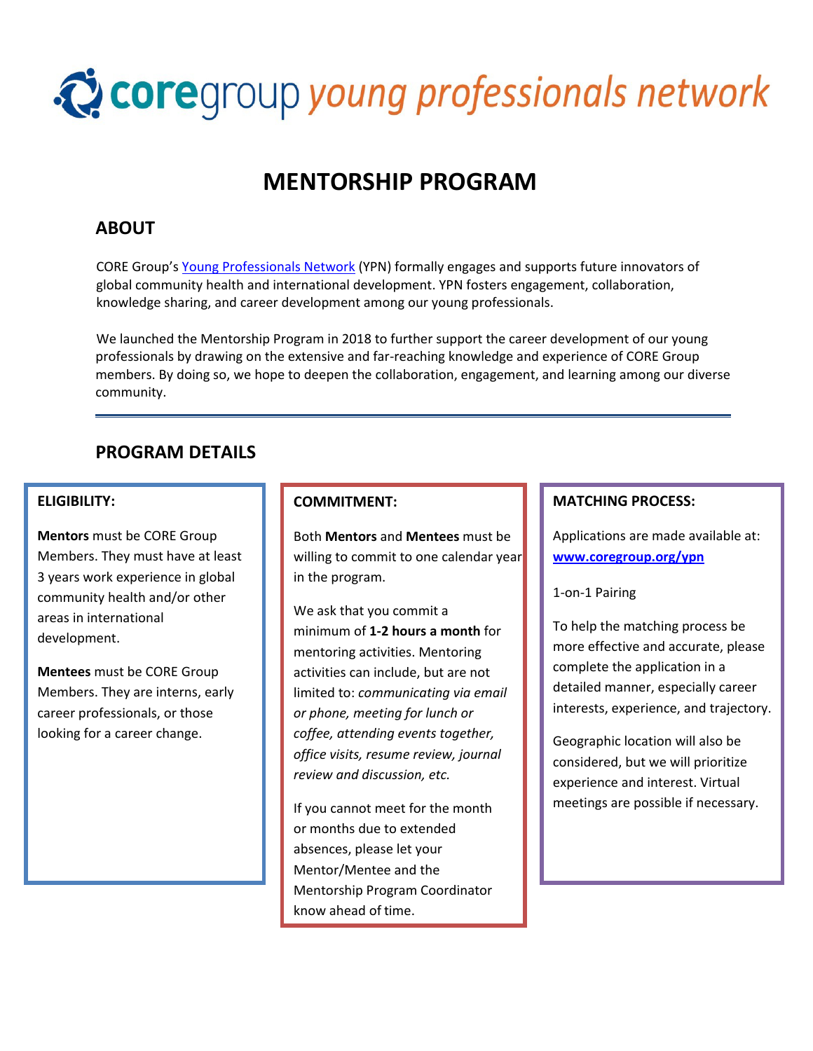# coregroup young professionals network

## MENTORSHIP PROGRAM

### ABOUT

CORE Group's Young Professionals Network (YPN) formally engages and supports future innovators of global community health and international development. YPN fosters engagement, collaboration, knowledge sharing, and career development among our young professionals.

We launched the Mentorship Program in 2018 to further support the career development of our young professionals by drawing on the extensive and far-reaching knowledge and experience of CORE Group members. By doing so, we hope to deepen the collaboration, engagement, and learning among our diverse community.

---

### PROGRAM DETAILS

#### ELIGIBILITY:

**Mentors** must be CORE Group Members. They must have at least 3 years work experience in global community health and/or other areas in international development.

**Mentees** must be CORE Group Members. They are interns, early career professionals, or those looking for a career change.

#### COMMITMENT:

Both **Mentors** and **Mentees** must be willing to commit to one calendar year in the program.

We ask that you commit a minimum of **1-2 hours a month** for mentoring activities. Mentoring activities can include, but are not limited to: *communicating via email or phone, meeting for lunch or coffee, attending events together, office visits, resume review, journal review and discussion, etc.*

If you cannot meet for the month or months due to extended absences, please let your Mentor/Mentee and the Mentorship Program Coordinator know ahead of time.

#### MATCHING PROCESS:

Applications are made available at: **www.coregroup.org/ypn**

1-on-1 Pairing

To help the matching process be more effective and accurate, please complete the application in a detailed manner, especially career interests, experience, and trajectory.

Geographic location will also be considered, but we will prioritize experience and interest. Virtual meetings are possible if necessary.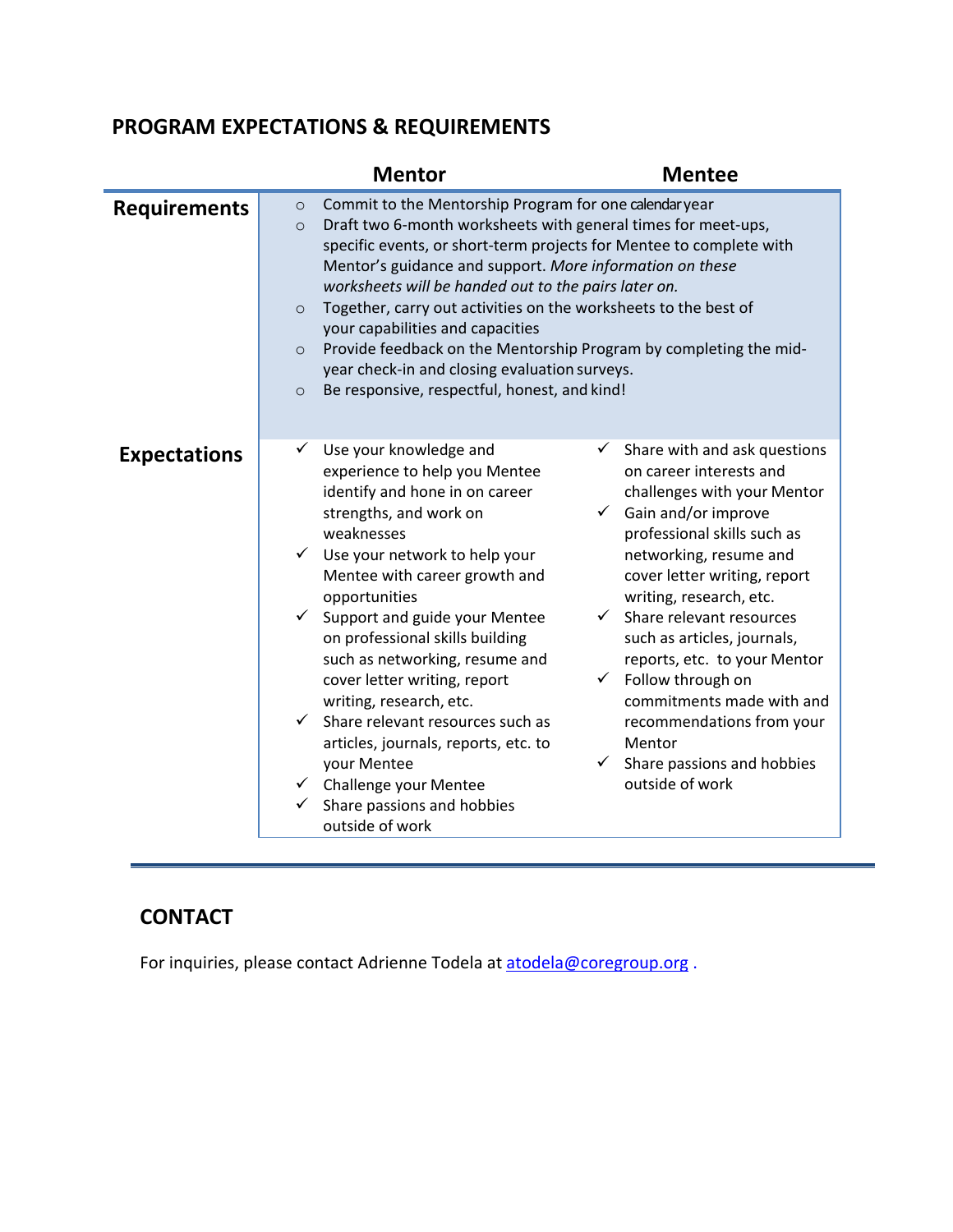## PROGRAM EXPECTATIONS & REQUIREMENTS

| | Mentor | Mentee |
|---|---|---|
| **Requirements** | ○ Commit to the Mentorship Program for one calendar year<br>○ Draft two 6-month worksheets with general times for meet-ups, specific events, or short-term projects for Mentee to complete with Mentor's guidance and support. *More information on these worksheets will be handed out to the pairs later on.*<br>○ Together, carry out activities on the worksheets to the best of your capabilities and capacities<br>○ Provide feedback on the Mentorship Program by completing the mid-year check-in and closing evaluation surveys.<br>○ Be responsive, respectful, honest, and kind! | |
| **Expectations** | ✓ Use your knowledge and experience to help you Mentee identify and hone in on career strengths, and work on weaknesses<br>✓ Use your network to help your Mentee with career growth and opportunities<br>✓ Support and guide your Mentee on professional skills building such as networking, resume and cover letter writing, report writing, research, etc.<br>✓ Share relevant resources such as articles, journals, reports, etc. to your Mentee<br>✓ Challenge your Mentee<br>✓ Share passions and hobbies outside of work | ✓ Share with and ask questions on career interests and challenges with your Mentor<br>✓ Gain and/or improve professional skills such as networking, resume and cover letter writing, report writing, research, etc.<br>✓ Share relevant resources such as articles, journals, reports, etc. to your Mentor<br>✓ Follow through on commitments made with and recommendations from your Mentor<br>✓ Share passions and hobbies outside of work |

## CONTACT

For inquiries, please contact Adrienne Todela at atodela@coregroup.org .